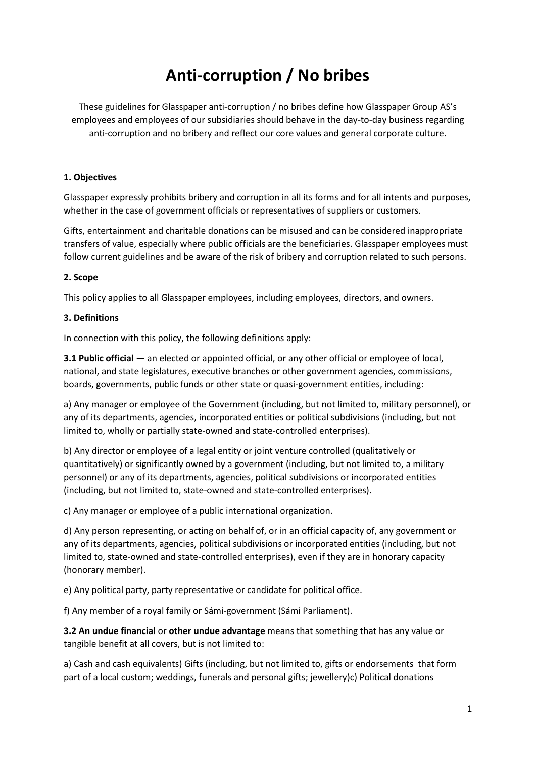// Anti-corruption / No bribes

These guidelines for Glasspaper anti-corruption / no bribes define how Glasspaper Group AS's employees and employees of our subsidiaries should behave in the day-to-day business regarding anti-corruption and no bribery and reflect our core values and general corporate culture.

**1. Objectives**

Glasspaper expressly prohibits bribery and corruption in all its forms and for all intents and purposes, whether in the case of government officials or representatives of suppliers or customers.

Gifts, entertainment and charitable donations can be misused and can be considered inappropriate transfers of value, especially where public officials are the beneficiaries. Glasspaper employees must follow current guidelines and be aware of the risk of bribery and corruption related to such persons.

**2. Scope**

This policy applies to all Glasspaper employees, including employees, directors, and owners.

**3. Definitions**

In connection with this policy, the following definitions apply:

**3.1 Public official** — an elected or appointed official, or any other official or employee of local, national, and state legislatures, executive branches or other government agencies, commissions, boards, governments, public funds or other state or quasi-government entities, including:

a) Any manager or employee of the Government (including, but not limited to, military personnel), or any of its departments, agencies, incorporated entities or political subdivisions (including, but not limited to, wholly or partially state-owned and state-controlled enterprises).

b) Any director or employee of a legal entity or joint venture controlled (qualitatively or quantitatively) or significantly owned by a government (including, but not limited to, a military personnel) or any of its departments, agencies, political subdivisions or incorporated entities (including, but not limited to, state-owned and state-controlled enterprises).

c) Any manager or employee of a public international organization.

d) Any person representing, or acting on behalf of, or in an official capacity of, any government or any of its departments, agencies, political subdivisions or incorporated entities (including, but not limited to, state-owned and state-controlled enterprises), even if they are in honorary capacity (honorary member).

e) Any political party, party representative or candidate for political office.

f) Any member of a royal family or Sámi-government (Sámi Parliament).

**3.2 An undue financial** or **other undue advantage** means that something that has any value or tangible benefit at all covers, but is not limited to:

a) Cash and cash equivalents) Gifts (including, but not limited to, gifts or endorsements that form part of a local custom; weddings, funerals and personal gifts; jewellery)c) Political donations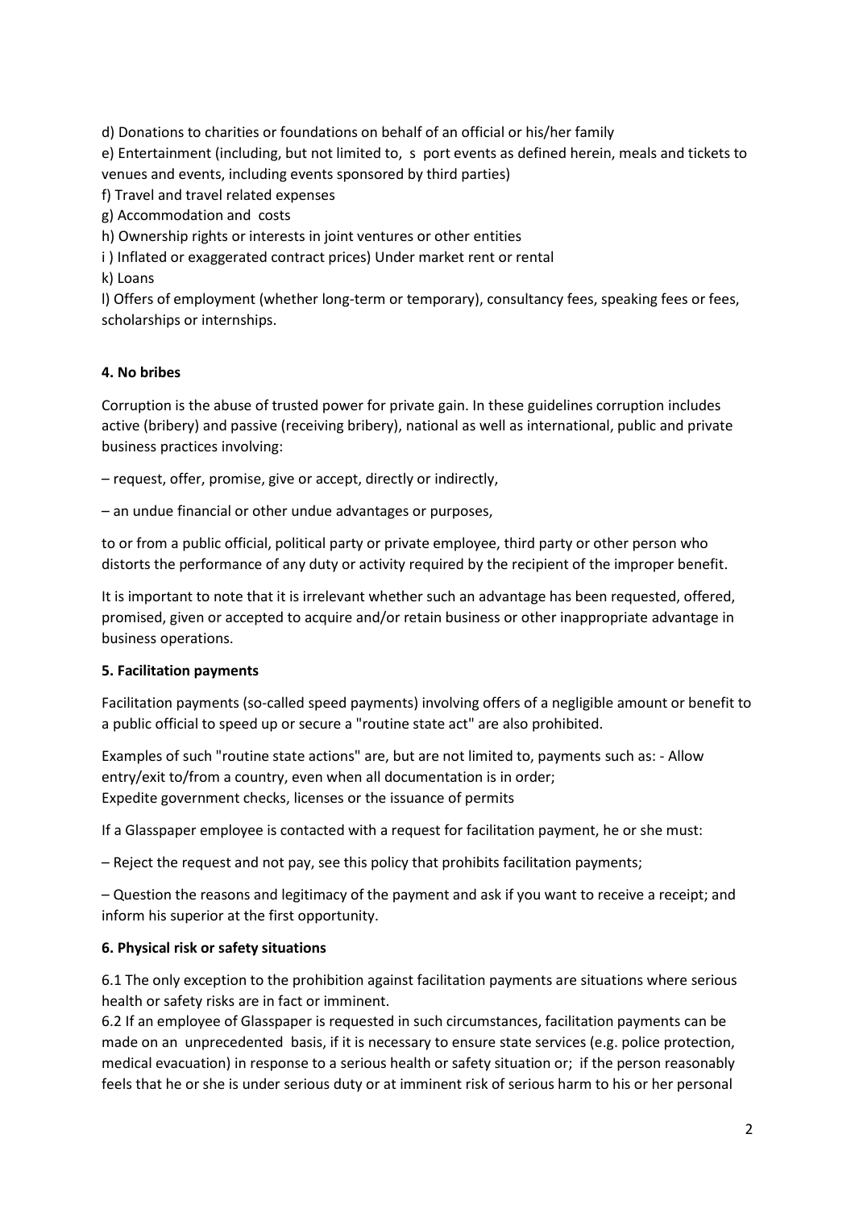d) Donations to charities or foundations on behalf of an official or his/her family

e) Entertainment (including, but not limited to, s port events as defined herein, meals and tickets to venues and events, including events sponsored by third parties)

f) Travel and travel related expenses

g) Accommodation and costs

h) Ownership rights or interests in joint ventures or other entities

i ) Inflated or exaggerated contract prices) Under market rent or rental

k) Loans

l) Offers of employment (whether long-term or temporary), consultancy fees, speaking fees or fees, scholarships or internships.

**4. No bribes**

Corruption is the abuse of trusted power for private gain. In these guidelines corruption includes active (bribery) and passive (receiving bribery), national as well as international, public and private business practices involving:

– request, offer, promise, give or accept, directly or indirectly,

– an undue financial or other undue advantages or purposes,

to or from a public official, political party or private employee, third party or other person who distorts the performance of any duty or activity required by the recipient of the improper benefit.

It is important to note that it is irrelevant whether such an advantage has been requested, offered, promised, given or accepted to acquire and/or retain business or other inappropriate advantage in business operations.

**5. Facilitation payments**

Facilitation payments (so-called speed payments) involving offers of a negligible amount or benefit to a public official to speed up or secure a "routine state act" are also prohibited.

Examples of such "routine state actions" are, but are not limited to, payments such as: - Allow entry/exit to/from a country, even when all documentation is in order;
Expedite government checks, licenses or the issuance of permits

If a Glasspaper employee is contacted with a request for facilitation payment, he or she must:

– Reject the request and not pay, see this policy that prohibits facilitation payments;

– Question the reasons and legitimacy of the payment and ask if you want to receive a receipt; and inform his superior at the first opportunity.

**6. Physical risk or safety situations**

6.1 The only exception to the prohibition against facilitation payments are situations where serious health or safety risks are in fact or imminent.

6.2 If an employee of Glasspaper is requested in such circumstances, facilitation payments can be made on an unprecedented basis, if it is necessary to ensure state services (e.g. police protection, medical evacuation) in response to a serious health or safety situation or; if the person reasonably feels that he or she is under serious duty or at imminent risk of serious harm to his or her personal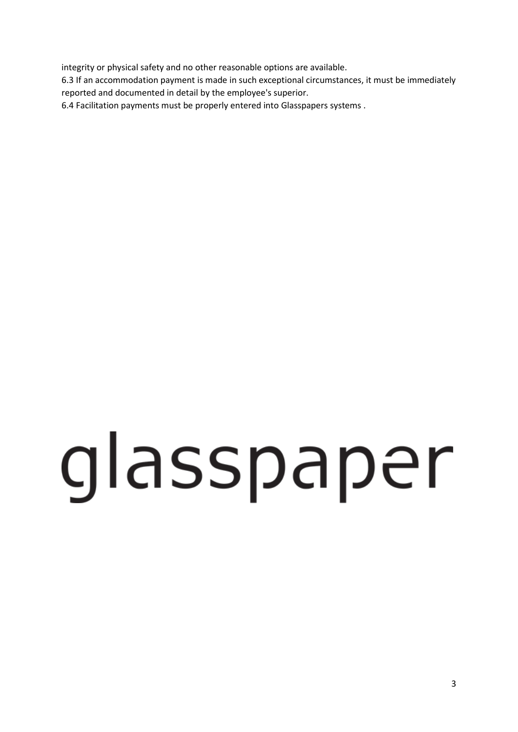integrity or physical safety and no other reasonable options are available.

6.3 If an accommodation payment is made in such exceptional circumstances, it must be immediately reported and documented in detail by the employee's superior.

6.4 Facilitation payments must be properly entered into Glasspapers systems .

glasspaper